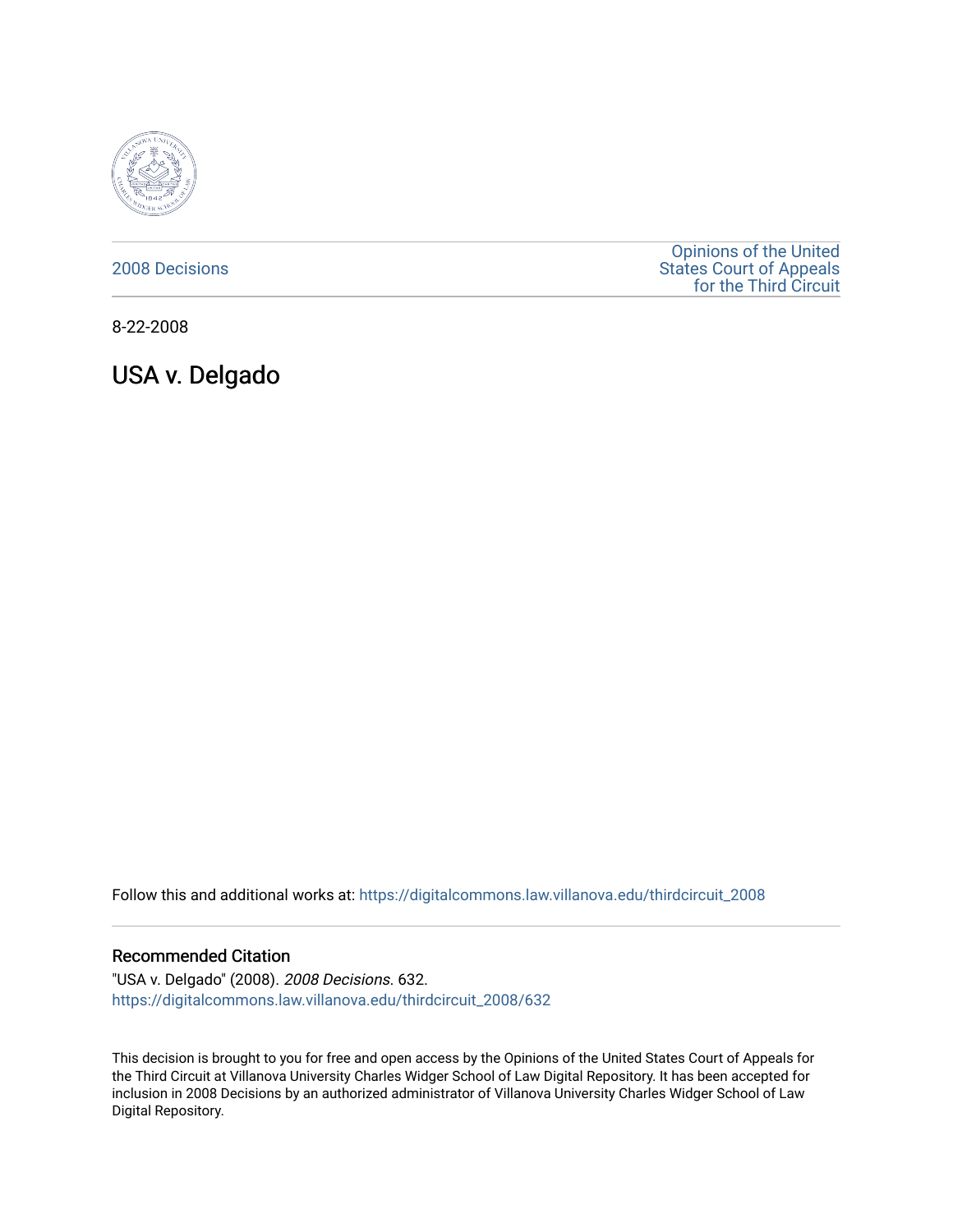2008 Decisions

Opinions of the United States Court of Appeals for the Third Circuit

8-22-2008

# USA v. Delgado

Follow this and additional works at: https://digitalcommons.law.villanova.edu/thirdcircuit_2008

## Recommended Citation

"USA v. Delgado" (2008). *2008 Decisions*. 632.
https://digitalcommons.law.villanova.edu/thirdcircuit_2008/632

This decision is brought to you for free and open access by the Opinions of the United States Court of Appeals for the Third Circuit at Villanova University Charles Widger School of Law Digital Repository. It has been accepted for inclusion in 2008 Decisions by an authorized administrator of Villanova University Charles Widger School of Law Digital Repository.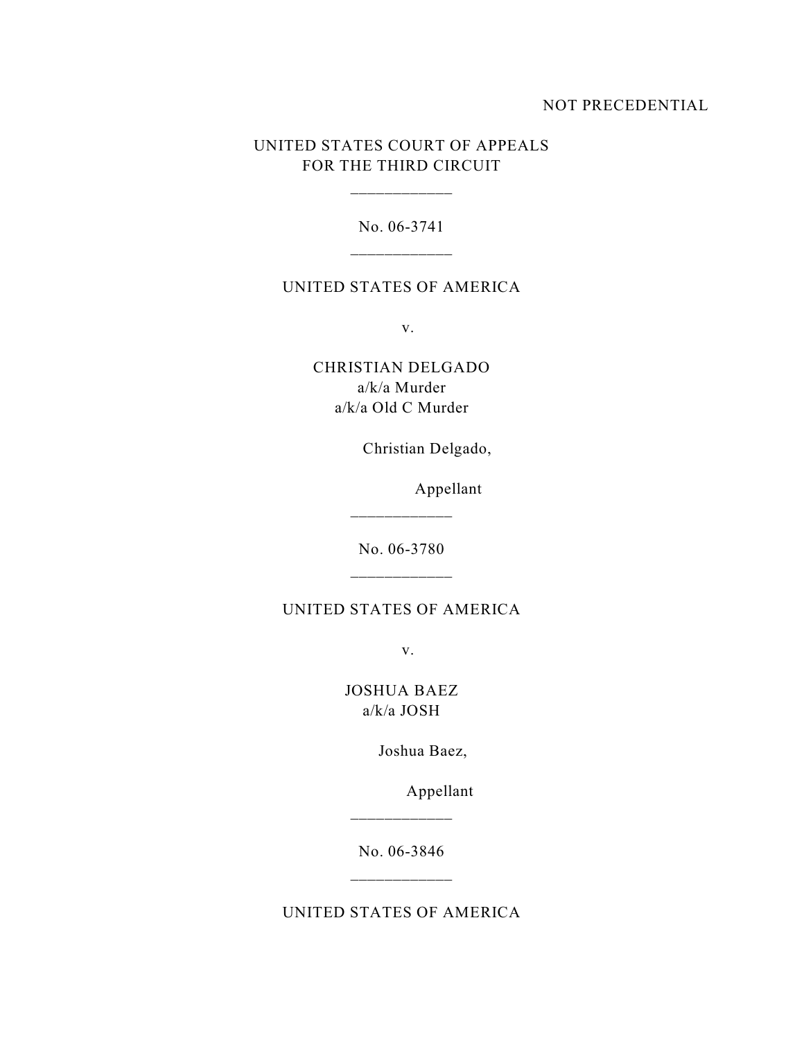NOT PRECEDENTIAL

UNITED STATES COURT OF APPEALS
FOR THE THIRD CIRCUIT

\_\_\_\_\_\_\_\_\_\_\_\_

No. 06-3741

\_\_\_\_\_\_\_\_\_\_\_\_

UNITED STATES OF AMERICA

v.

CHRISTIAN DELGADO
a/k/a Murder
a/k/a Old C Murder

Christian Delgado,

Appellant

\_\_\_\_\_\_\_\_\_\_\_\_

No. 06-3780

\_\_\_\_\_\_\_\_\_\_\_\_

UNITED STATES OF AMERICA

v.

JOSHUA BAEZ
a/k/a JOSH

Joshua Baez,

Appellant

\_\_\_\_\_\_\_\_\_\_\_\_

No. 06-3846

\_\_\_\_\_\_\_\_\_\_\_\_

UNITED STATES OF AMERICA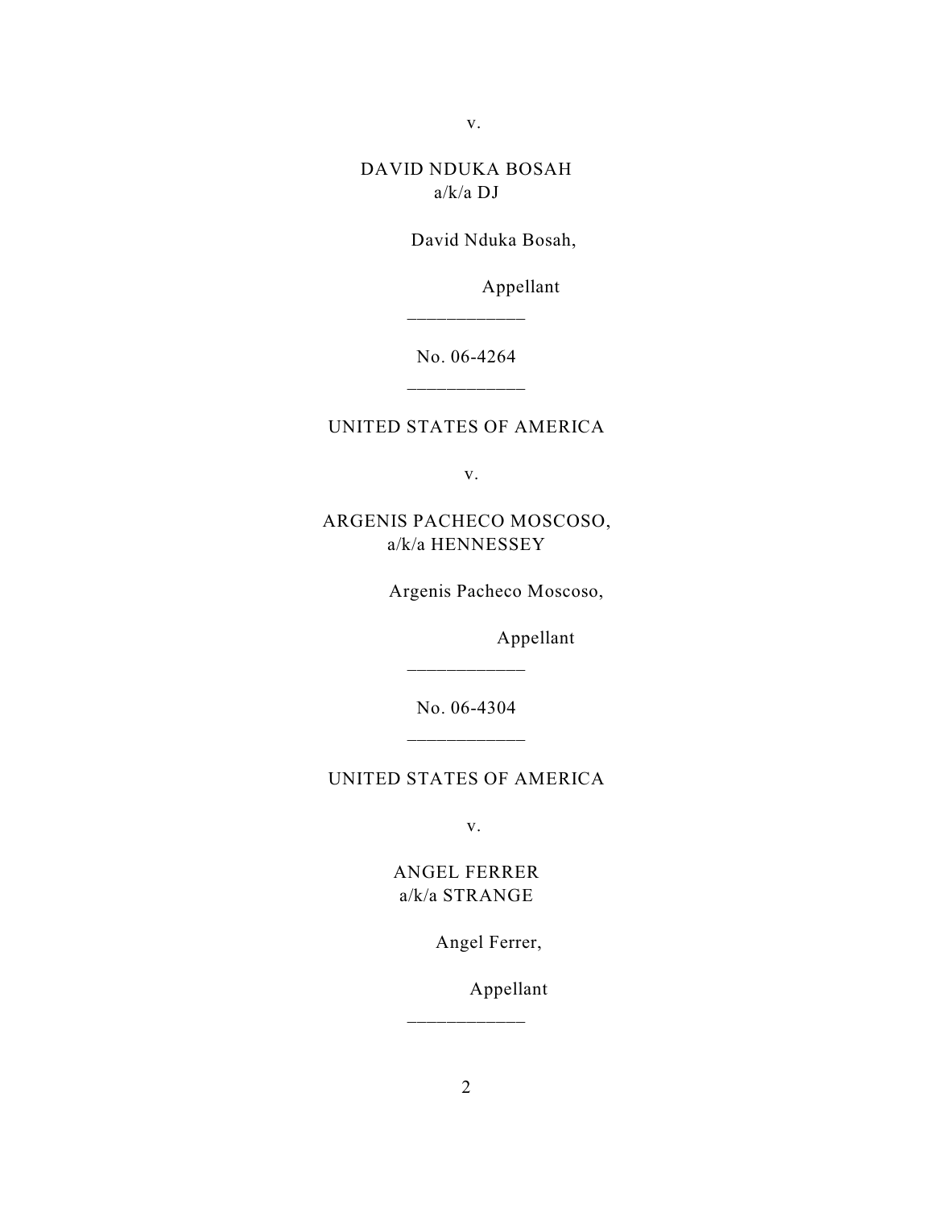v.

DAVID NDUKA BOSAH
a/k/a DJ

David Nduka Bosah,

Appellant

___________

No. 06-4264

___________

UNITED STATES OF AMERICA

v.

ARGENIS PACHECO MOSCOSO,
a/k/a HENNESSEY

Argenis Pacheco Moscoso,

Appellant

___________

No. 06-4304

___________

UNITED STATES OF AMERICA

v.

ANGEL FERRER
a/k/a STRANGE

Angel Ferrer,

Appellant

___________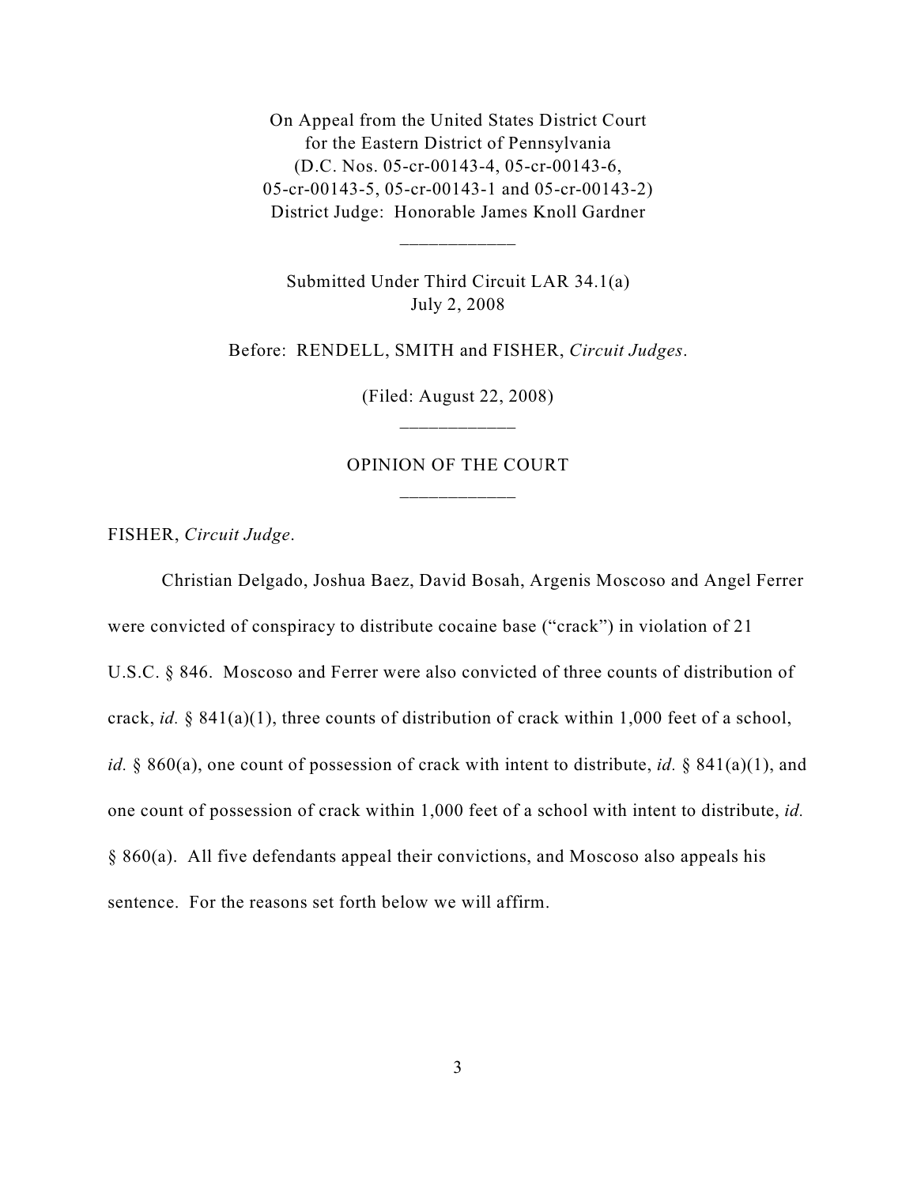On Appeal from the United States District Court
for the Eastern District of Pennsylvania
(D.C. Nos. 05-cr-00143-4, 05-cr-00143-6,
05-cr-00143-5, 05-cr-00143-1 and 05-cr-00143-2)
District Judge: Honorable James Knoll Gardner

---

Submitted Under Third Circuit LAR 34.1(a)
July 2, 2008

Before: RENDELL, SMITH and FISHER, *Circuit Judges*.

(Filed: August 22, 2008)

---

OPINION OF THE COURT

---

FISHER, *Circuit Judge*.

Christian Delgado, Joshua Baez, David Bosah, Argenis Moscoso and Angel Ferrer were convicted of conspiracy to distribute cocaine base ("crack") in violation of 21 U.S.C. § 846. Moscoso and Ferrer were also convicted of three counts of distribution of crack, *id.* § 841(a)(1), three counts of distribution of crack within 1,000 feet of a school, *id.* § 860(a), one count of possession of crack with intent to distribute, *id.* § 841(a)(1), and one count of possession of crack within 1,000 feet of a school with intent to distribute, *id.* § 860(a). All five defendants appeal their convictions, and Moscoso also appeals his sentence. For the reasons set forth below we will affirm.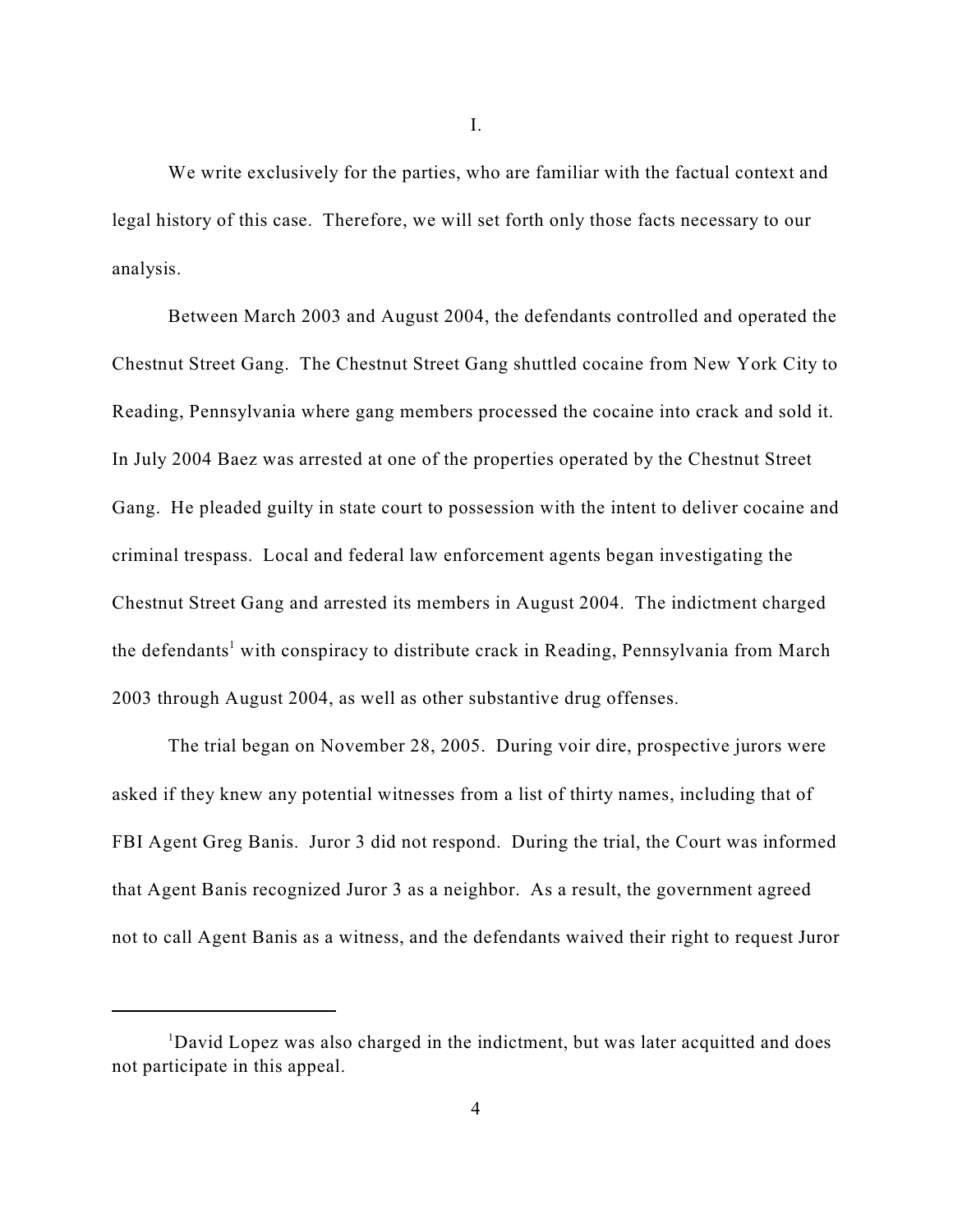I.

We write exclusively for the parties, who are familiar with the factual context and legal history of this case. Therefore, we will set forth only those facts necessary to our analysis.

Between March 2003 and August 2004, the defendants controlled and operated the Chestnut Street Gang. The Chestnut Street Gang shuttled cocaine from New York City to Reading, Pennsylvania where gang members processed the cocaine into crack and sold it. In July 2004 Baez was arrested at one of the properties operated by the Chestnut Street Gang. He pleaded guilty in state court to possession with the intent to deliver cocaine and criminal trespass. Local and federal law enforcement agents began investigating the Chestnut Street Gang and arrested its members in August 2004. The indictment charged the defendants[1] with conspiracy to distribute crack in Reading, Pennsylvania from March 2003 through August 2004, as well as other substantive drug offenses.

The trial began on November 28, 2005. During voir dire, prospective jurors were asked if they knew any potential witnesses from a list of thirty names, including that of FBI Agent Greg Banis. Juror 3 did not respond. During the trial, the Court was informed that Agent Banis recognized Juror 3 as a neighbor. As a result, the government agreed not to call Agent Banis as a witness, and the defendants waived their right to request Juror

[1] David Lopez was also charged in the indictment, but was later acquitted and does not participate in this appeal.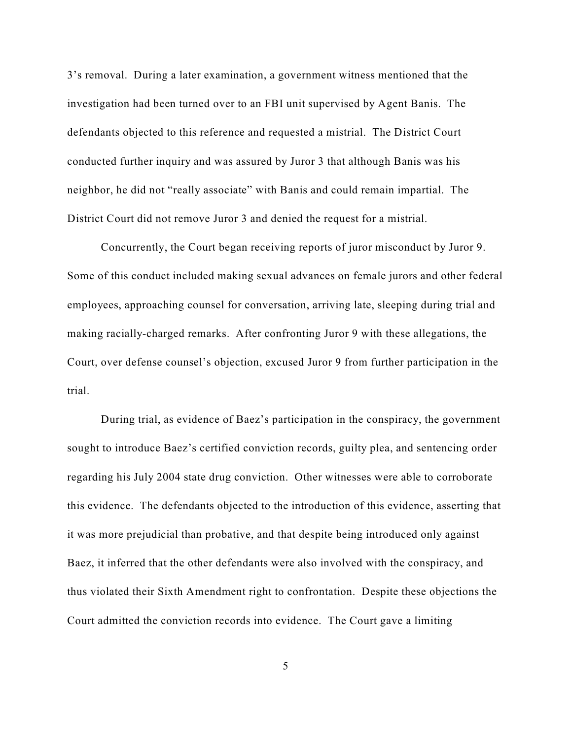3's removal. During a later examination, a government witness mentioned that the investigation had been turned over to an FBI unit supervised by Agent Banis. The defendants objected to this reference and requested a mistrial. The District Court conducted further inquiry and was assured by Juror 3 that although Banis was his neighbor, he did not "really associate" with Banis and could remain impartial. The District Court did not remove Juror 3 and denied the request for a mistrial.

Concurrently, the Court began receiving reports of juror misconduct by Juror 9. Some of this conduct included making sexual advances on female jurors and other federal employees, approaching counsel for conversation, arriving late, sleeping during trial and making racially-charged remarks. After confronting Juror 9 with these allegations, the Court, over defense counsel's objection, excused Juror 9 from further participation in the trial.

During trial, as evidence of Baez's participation in the conspiracy, the government sought to introduce Baez's certified conviction records, guilty plea, and sentencing order regarding his July 2004 state drug conviction. Other witnesses were able to corroborate this evidence. The defendants objected to the introduction of this evidence, asserting that it was more prejudicial than probative, and that despite being introduced only against Baez, it inferred that the other defendants were also involved with the conspiracy, and thus violated their Sixth Amendment right to confrontation. Despite these objections the Court admitted the conviction records into evidence. The Court gave a limiting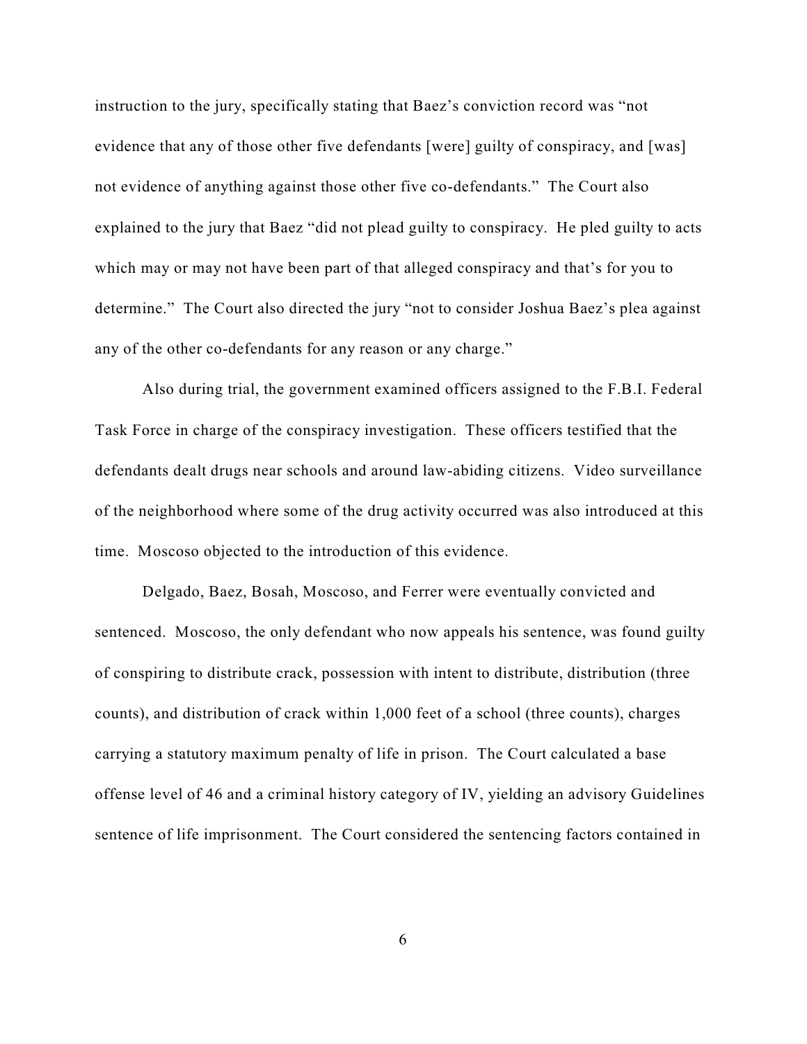instruction to the jury, specifically stating that Baez's conviction record was "not evidence that any of those other five defendants [were] guilty of conspiracy, and [was] not evidence of anything against those other five co-defendants." The Court also explained to the jury that Baez "did not plead guilty to conspiracy. He pled guilty to acts which may or may not have been part of that alleged conspiracy and that's for you to determine." The Court also directed the jury "not to consider Joshua Baez's plea against any of the other co-defendants for any reason or any charge."

Also during trial, the government examined officers assigned to the F.B.I. Federal Task Force in charge of the conspiracy investigation. These officers testified that the defendants dealt drugs near schools and around law-abiding citizens. Video surveillance of the neighborhood where some of the drug activity occurred was also introduced at this time. Moscoso objected to the introduction of this evidence.

Delgado, Baez, Bosah, Moscoso, and Ferrer were eventually convicted and sentenced. Moscoso, the only defendant who now appeals his sentence, was found guilty of conspiring to distribute crack, possession with intent to distribute, distribution (three counts), and distribution of crack within 1,000 feet of a school (three counts), charges carrying a statutory maximum penalty of life in prison. The Court calculated a base offense level of 46 and a criminal history category of IV, yielding an advisory Guidelines sentence of life imprisonment. The Court considered the sentencing factors contained in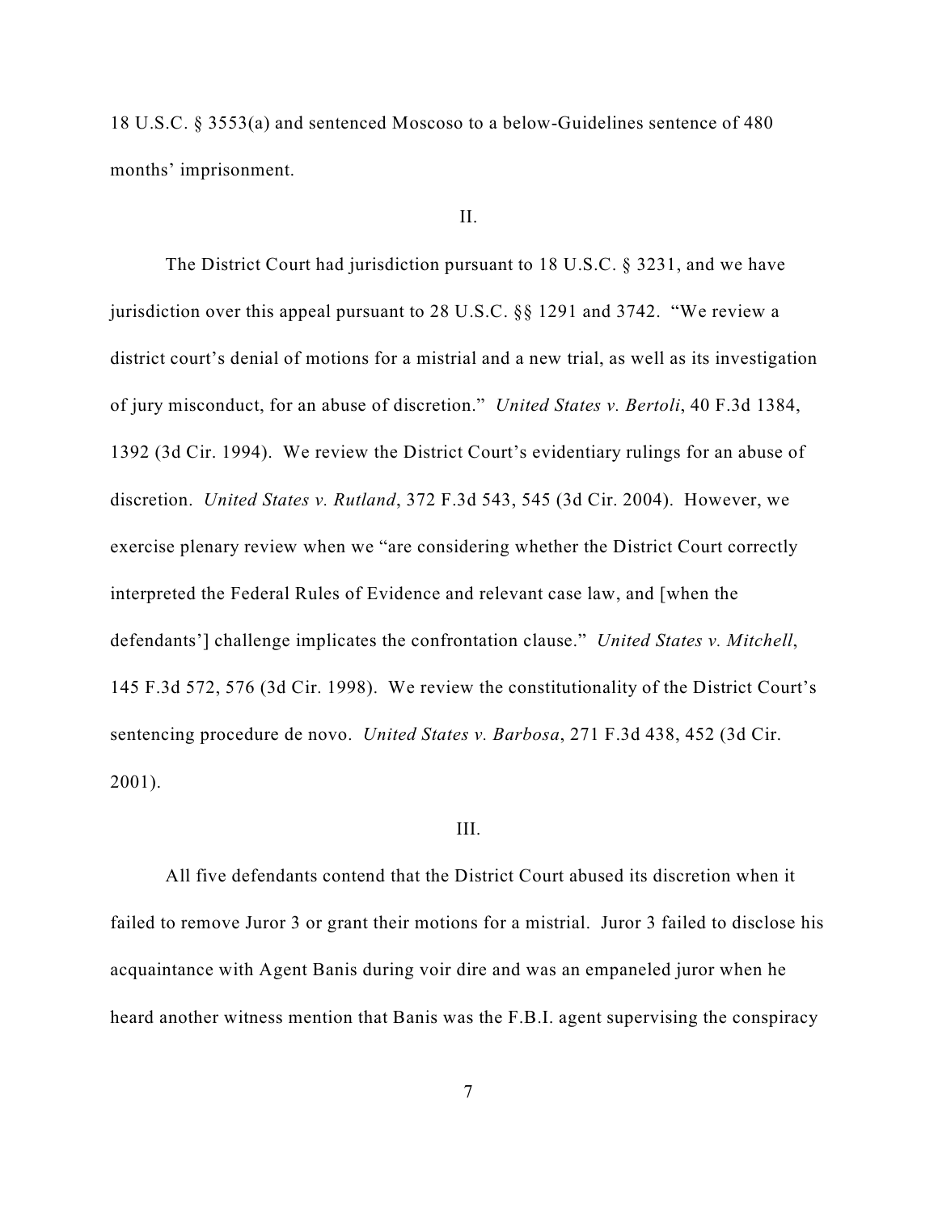18 U.S.C. § 3553(a) and sentenced Moscoso to a below-Guidelines sentence of 480 months' imprisonment.

II.

The District Court had jurisdiction pursuant to 18 U.S.C. § 3231, and we have jurisdiction over this appeal pursuant to 28 U.S.C. §§ 1291 and 3742. "We review a district court's denial of motions for a mistrial and a new trial, as well as its investigation of jury misconduct, for an abuse of discretion." *United States v. Bertoli*, 40 F.3d 1384, 1392 (3d Cir. 1994). We review the District Court's evidentiary rulings for an abuse of discretion. *United States v. Rutland*, 372 F.3d 543, 545 (3d Cir. 2004). However, we exercise plenary review when we "are considering whether the District Court correctly interpreted the Federal Rules of Evidence and relevant case law, and [when the defendants'] challenge implicates the confrontation clause." *United States v. Mitchell*, 145 F.3d 572, 576 (3d Cir. 1998). We review the constitutionality of the District Court's sentencing procedure de novo. *United States v. Barbosa*, 271 F.3d 438, 452 (3d Cir. 2001).

III.

All five defendants contend that the District Court abused its discretion when it failed to remove Juror 3 or grant their motions for a mistrial. Juror 3 failed to disclose his acquaintance with Agent Banis during voir dire and was an empaneled juror when he heard another witness mention that Banis was the F.B.I. agent supervising the conspiracy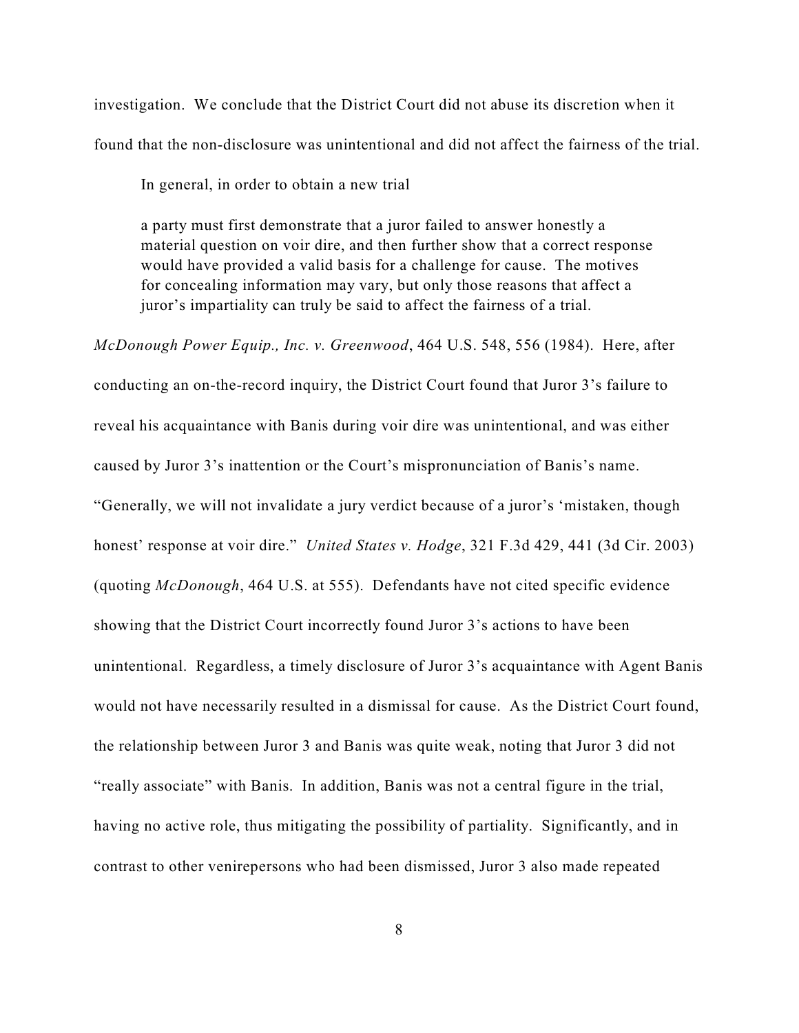investigation. We conclude that the District Court did not abuse its discretion when it found that the non-disclosure was unintentional and did not affect the fairness of the trial.

In general, in order to obtain a new trial

> a party must first demonstrate that a juror failed to answer honestly a material question on voir dire, and then further show that a correct response would have provided a valid basis for a challenge for cause. The motives for concealing information may vary, but only those reasons that affect a juror's impartiality can truly be said to affect the fairness of a trial.

*McDonough Power Equip., Inc. v. Greenwood*, 464 U.S. 548, 556 (1984). Here, after conducting an on-the-record inquiry, the District Court found that Juror 3's failure to reveal his acquaintance with Banis during voir dire was unintentional, and was either caused by Juror 3's inattention or the Court's mispronunciation of Banis's name. "Generally, we will not invalidate a jury verdict because of a juror's 'mistaken, though honest' response at voir dire." *United States v. Hodge*, 321 F.3d 429, 441 (3d Cir. 2003) (quoting *McDonough*, 464 U.S. at 555). Defendants have not cited specific evidence showing that the District Court incorrectly found Juror 3's actions to have been unintentional. Regardless, a timely disclosure of Juror 3's acquaintance with Agent Banis would not have necessarily resulted in a dismissal for cause. As the District Court found, the relationship between Juror 3 and Banis was quite weak, noting that Juror 3 did not "really associate" with Banis. In addition, Banis was not a central figure in the trial, having no active role, thus mitigating the possibility of partiality. Significantly, and in contrast to other venirepersons who had been dismissed, Juror 3 also made repeated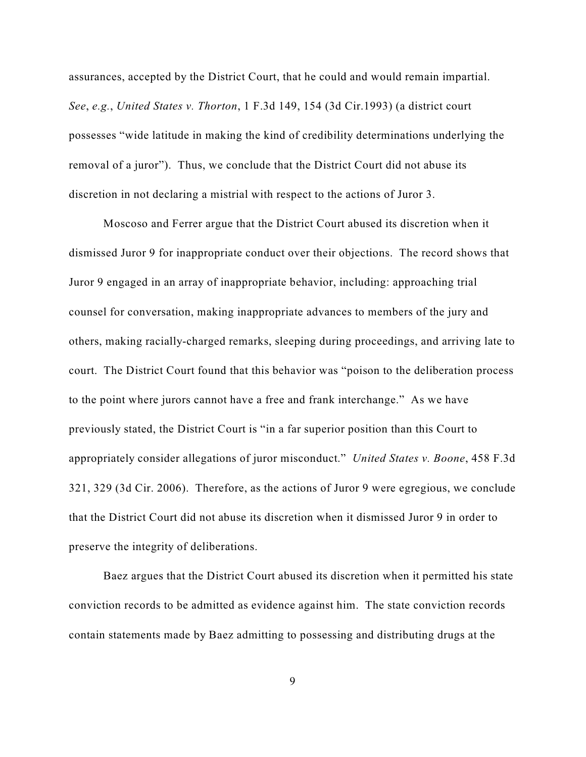assurances, accepted by the District Court, that he could and would remain impartial. *See*, *e.g.*, *United States v. Thorton*, 1 F.3d 149, 154 (3d Cir.1993) (a district court possesses "wide latitude in making the kind of credibility determinations underlying the removal of a juror"). Thus, we conclude that the District Court did not abuse its discretion in not declaring a mistrial with respect to the actions of Juror 3.

Moscoso and Ferrer argue that the District Court abused its discretion when it dismissed Juror 9 for inappropriate conduct over their objections. The record shows that Juror 9 engaged in an array of inappropriate behavior, including: approaching trial counsel for conversation, making inappropriate advances to members of the jury and others, making racially-charged remarks, sleeping during proceedings, and arriving late to court. The District Court found that this behavior was "poison to the deliberation process to the point where jurors cannot have a free and frank interchange." As we have previously stated, the District Court is "in a far superior position than this Court to appropriately consider allegations of juror misconduct." *United States v. Boone*, 458 F.3d 321, 329 (3d Cir. 2006). Therefore, as the actions of Juror 9 were egregious, we conclude that the District Court did not abuse its discretion when it dismissed Juror 9 in order to preserve the integrity of deliberations.

Baez argues that the District Court abused its discretion when it permitted his state conviction records to be admitted as evidence against him. The state conviction records contain statements made by Baez admitting to possessing and distributing drugs at the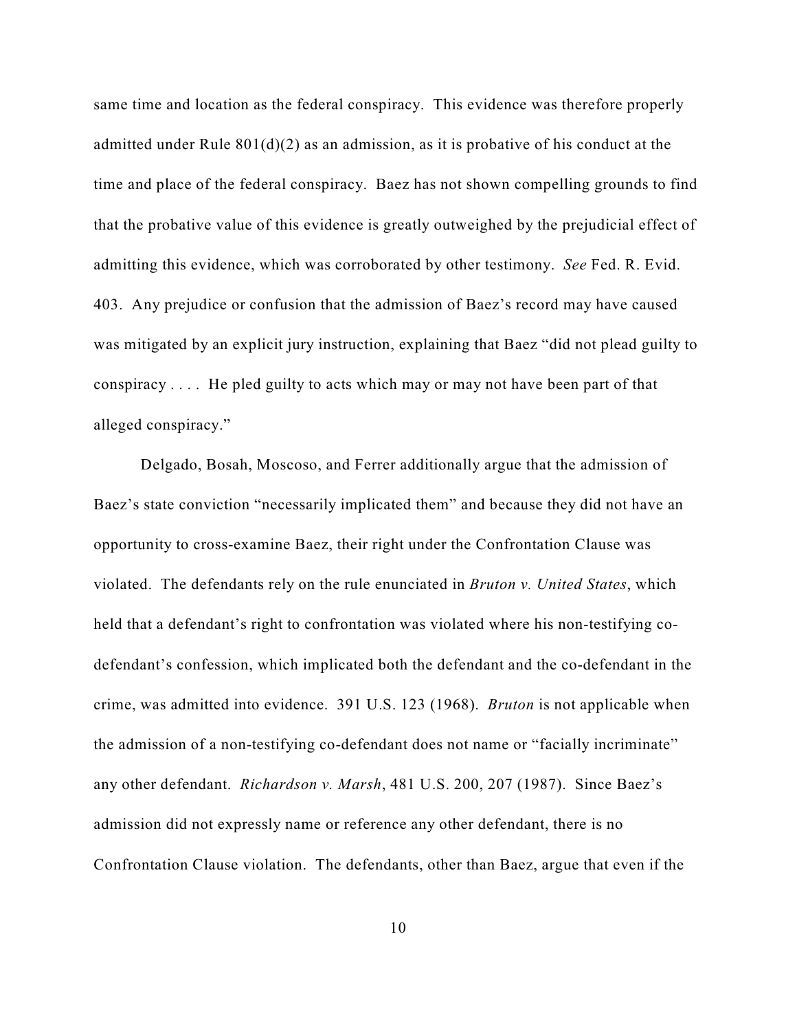same time and location as the federal conspiracy. This evidence was therefore properly admitted under Rule 801(d)(2) as an admission, as it is probative of his conduct at the time and place of the federal conspiracy. Baez has not shown compelling grounds to find that the probative value of this evidence is greatly outweighed by the prejudicial effect of admitting this evidence, which was corroborated by other testimony. *See* Fed. R. Evid. 403. Any prejudice or confusion that the admission of Baez's record may have caused was mitigated by an explicit jury instruction, explaining that Baez "did not plead guilty to conspiracy . . . . He pled guilty to acts which may or may not have been part of that alleged conspiracy."

Delgado, Bosah, Moscoso, and Ferrer additionally argue that the admission of Baez's state conviction "necessarily implicated them" and because they did not have an opportunity to cross-examine Baez, their right under the Confrontation Clause was violated. The defendants rely on the rule enunciated in *Bruton v. United States*, which held that a defendant's right to confrontation was violated where his non-testifying co-defendant's confession, which implicated both the defendant and the co-defendant in the crime, was admitted into evidence. 391 U.S. 123 (1968). *Bruton* is not applicable when the admission of a non-testifying co-defendant does not name or "facially incriminate" any other defendant. *Richardson v. Marsh*, 481 U.S. 200, 207 (1987). Since Baez's admission did not expressly name or reference any other defendant, there is no Confrontation Clause violation. The defendants, other than Baez, argue that even if the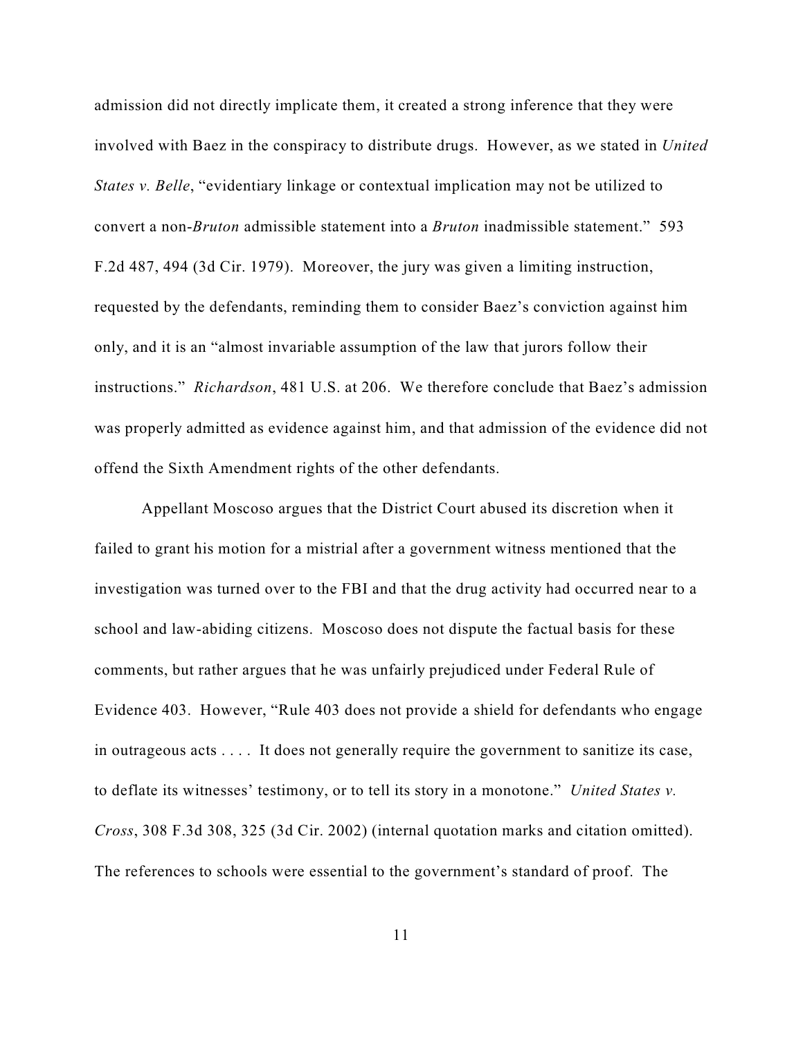admission did not directly implicate them, it created a strong inference that they were involved with Baez in the conspiracy to distribute drugs. However, as we stated in *United States v. Belle*, "evidentiary linkage or contextual implication may not be utilized to convert a non-*Bruton* admissible statement into a *Bruton* inadmissible statement." 593 F.2d 487, 494 (3d Cir. 1979). Moreover, the jury was given a limiting instruction, requested by the defendants, reminding them to consider Baez's conviction against him only, and it is an "almost invariable assumption of the law that jurors follow their instructions." *Richardson*, 481 U.S. at 206. We therefore conclude that Baez's admission was properly admitted as evidence against him, and that admission of the evidence did not offend the Sixth Amendment rights of the other defendants.

Appellant Moscoso argues that the District Court abused its discretion when it failed to grant his motion for a mistrial after a government witness mentioned that the investigation was turned over to the FBI and that the drug activity had occurred near to a school and law-abiding citizens. Moscoso does not dispute the factual basis for these comments, but rather argues that he was unfairly prejudiced under Federal Rule of Evidence 403. However, "Rule 403 does not provide a shield for defendants who engage in outrageous acts . . . . It does not generally require the government to sanitize its case, to deflate its witnesses' testimony, or to tell its story in a monotone." *United States v. Cross*, 308 F.3d 308, 325 (3d Cir. 2002) (internal quotation marks and citation omitted). The references to schools were essential to the government's standard of proof. The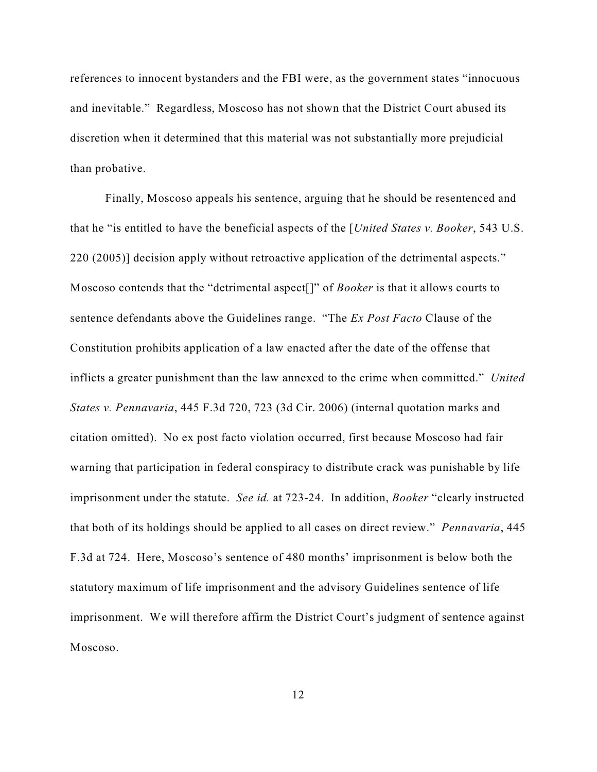references to innocent bystanders and the FBI were, as the government states "innocuous and inevitable." Regardless, Moscoso has not shown that the District Court abused its discretion when it determined that this material was not substantially more prejudicial than probative.

Finally, Moscoso appeals his sentence, arguing that he should be resentenced and that he "is entitled to have the beneficial aspects of the [*United States v. Booker*, 543 U.S. 220 (2005)] decision apply without retroactive application of the detrimental aspects." Moscoso contends that the "detrimental aspect[]" of *Booker* is that it allows courts to sentence defendants above the Guidelines range. "The *Ex Post Facto* Clause of the Constitution prohibits application of a law enacted after the date of the offense that inflicts a greater punishment than the law annexed to the crime when committed." *United States v. Pennavaria*, 445 F.3d 720, 723 (3d Cir. 2006) (internal quotation marks and citation omitted). No ex post facto violation occurred, first because Moscoso had fair warning that participation in federal conspiracy to distribute crack was punishable by life imprisonment under the statute. *See id.* at 723-24. In addition, *Booker* "clearly instructed that both of its holdings should be applied to all cases on direct review." *Pennavaria*, 445 F.3d at 724. Here, Moscoso's sentence of 480 months' imprisonment is below both the statutory maximum of life imprisonment and the advisory Guidelines sentence of life imprisonment. We will therefore affirm the District Court's judgment of sentence against Moscoso.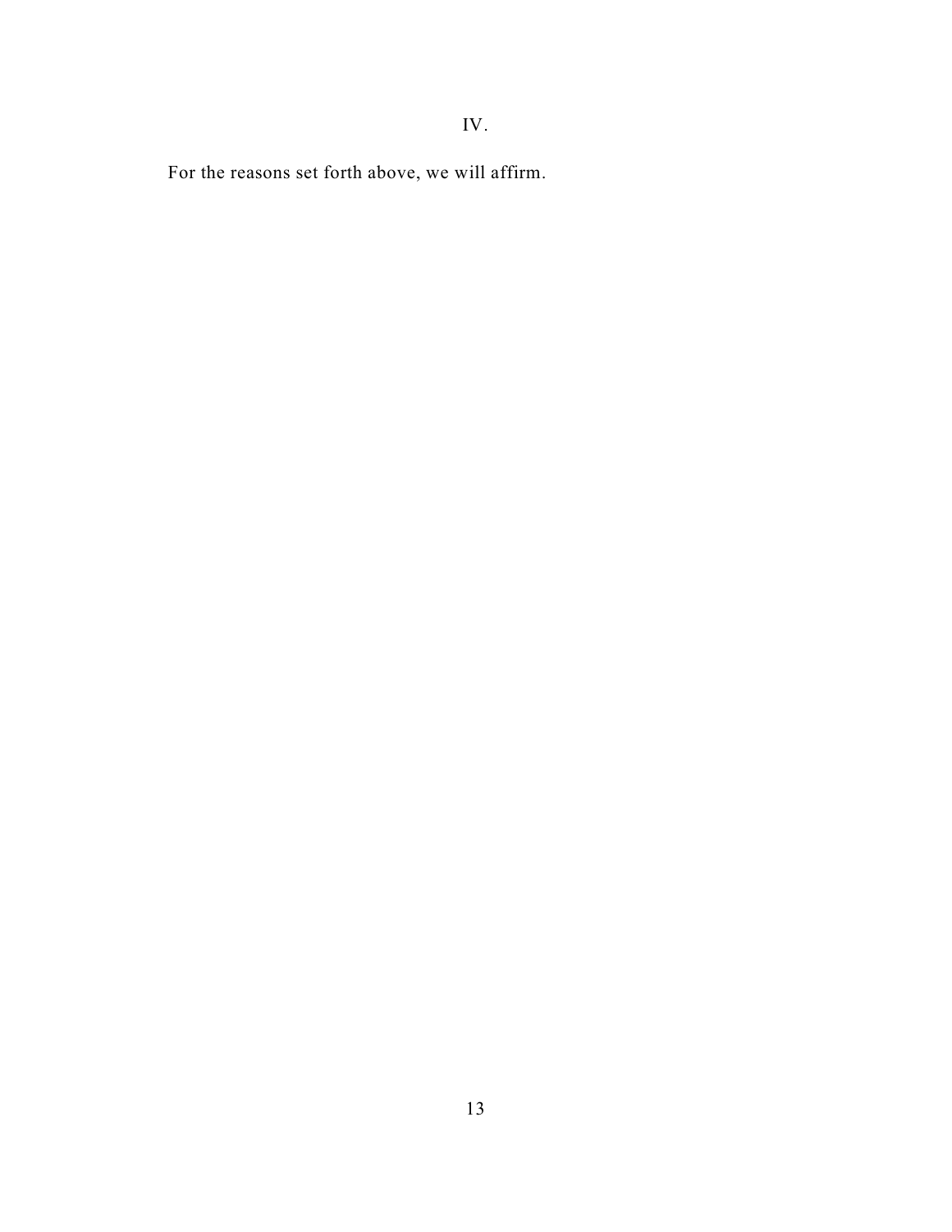## IV.

For the reasons set forth above, we will affirm.